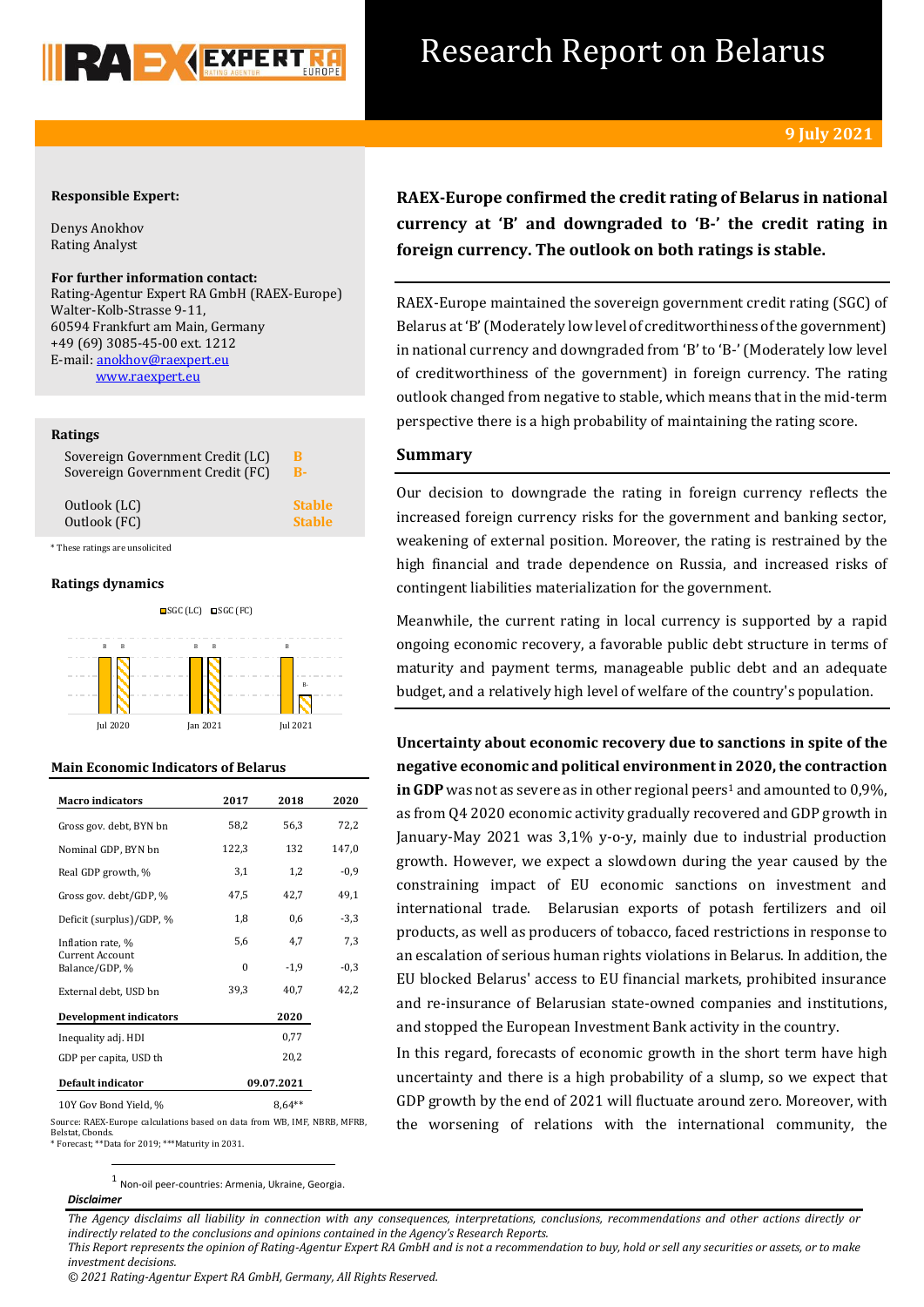# Research Report on Belarus

**9 July 2021**

**Responsible Expert:**

Denys Anokhov
Rating Analyst

**For further information contact:**
Rating-Agentur Expert RA GmbH (RAEX-Europe)
Walter-Kolb-Strasse 9-11,
60594 Frankfurt am Main, Germany
+49 (69) 3085-45-00 ext. 1212
E-mail: anokhov@raexpert.eu
www.raexpert.eu

**Ratings**

| | |
|---|---|
| Sovereign Government Credit (LC) | B |
| Sovereign Government Credit (FC) | B- |
| Outlook (LC) | Stable |
| Outlook (FC) | Stable |

\* These ratings are unsolicited

**Ratings dynamics**

| | Jul 2020 | Jan 2021 | Jul 2021 |
|---|---|---|---|
| SGC (LC) | B | B | B |
| SGC (FC) | B | B | B- |

**Main Economic Indicators of Belarus**

| Macro indicators | 2017 | 2018 | 2020 |
|---|---|---|---|
| Gross gov. debt, BYN bn | 58,2 | 56,3 | 72,2 |
| Nominal GDP, BYN bn | 122,3 | 132 | 147,0 |
| Real GDP growth, % | 3,1 | 1,2 | -0,9 |
| Gross gov. debt/GDP, % | 47,5 | 42,7 | 49,1 |
| Deficit (surplus)/GDP, % | 1,8 | 0,6 | -3,3 |
| Inflation rate, % | 5,6 | 4,7 | 7,3 |
| Current Account Balance/GDP, % | 0 | -1,9 | -0,3 |
| External debt, USD bn | 39,3 | 40,7 | 42,2 |
| **Development indicators** | | | **2020** |
| Inequality adj. HDI | | | 0,77 |
| GDP per capita, USD th | | | 20,2 |
| **Default indicator** | | | **09.07.2021** |
| 10Y Gov Bond Yield, % | | | 8,64** |

Source: RAEX-Europe calculations based on data from WB, IMF, NBRB, MFRB, Belstat, Cbonds.
\* Forecast; **Data for 2019; ***Maturity in 2031.

**RAEX-Europe confirmed the credit rating of Belarus in national currency at 'B' and downgraded to 'B-' the credit rating in foreign currency. The outlook on both ratings is stable.**

RAEX-Europe maintained the sovereign government credit rating (SGC) of Belarus at 'B' (Moderately low level of creditworthiness of the government) in national currency and downgraded from 'B' to 'B-' (Moderately low level of creditworthiness of the government) in foreign currency. The rating outlook changed from negative to stable, which means that in the mid-term perspective there is a high probability of maintaining the rating score.

## Summary

Our decision to downgrade the rating in foreign currency reflects the increased foreign currency risks for the government and banking sector, weakening of external position. Moreover, the rating is restrained by the high financial and trade dependence on Russia, and increased risks of contingent liabilities materialization for the government.

Meanwhile, the current rating in local currency is supported by a rapid ongoing economic recovery, a favorable public debt structure in terms of maturity and payment terms, manageable public debt and an adequate budget, and a relatively high level of welfare of the country's population.

**Uncertainty about economic recovery due to sanctions in spite of the negative economic and political environment in 2020, the contraction in GDP** was not as severe as in other regional peers[1] and amounted to 0,9%, as from Q4 2020 economic activity gradually recovered and GDP growth in January-May 2021 was 3,1% y-o-y, mainly due to industrial production growth. However, we expect a slowdown during the year caused by the constraining impact of EU economic sanctions on investment and international trade. Belarusian exports of potash fertilizers and oil products, as well as producers of tobacco, faced restrictions in response to an escalation of serious human rights violations in Belarus. In addition, the EU blocked Belarus' access to EU financial markets, prohibited insurance and re-insurance of Belarusian state-owned companies and institutions, and stopped the European Investment Bank activity in the country.

In this regard, forecasts of economic growth in the short term have high uncertainty and there is a high probability of a slump, so we expect that GDP growth by the end of 2021 will fluctuate around zero. Moreover, with the worsening of relations with the international community, the

[1] Non-oil peer-countries: Armenia, Ukraine, Georgia.

***Disclaimer***

*The Agency disclaims all liability in connection with any consequences, interpretations, conclusions, recommendations and other actions directly or indirectly related to the conclusions and opinions contained in the Agency's Research Reports.*
*This Report represents the opinion of Rating-Agentur Expert RA GmbH and is not a recommendation to buy, hold or sell any securities or assets, or to make investment decisions.*
*© 2021 Rating-Agentur Expert RA GmbH, Germany, All Rights Reserved.*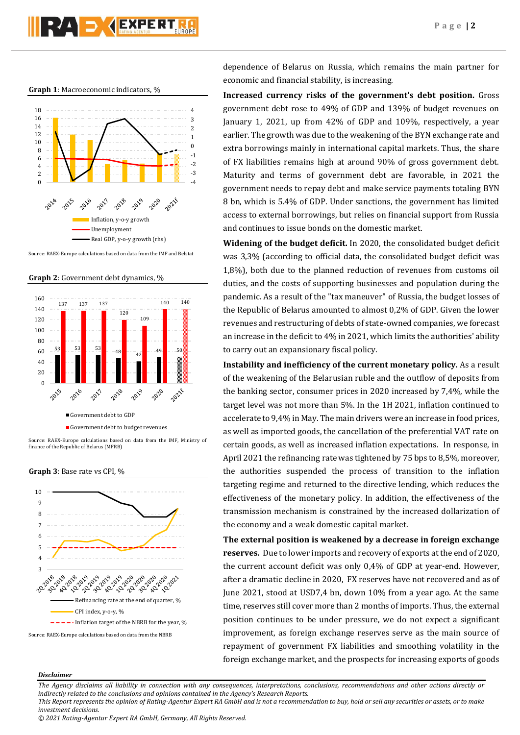**Graph 1**: Macroeconomic indicators, %

Source: RAEX-Europe calculations based on data from the IMF and Belstat

**Graph 2**: Government debt dynamics, %

Source: RAEX-Europe calculations based on data from the IMF, Ministry of finance of the Republic of Belarus (MFRB)

**Graph 3**: Base rate vs CPI, %

Source: RAEX-Europe calculations based on data from the NBRB

dependence of Belarus on Russia, which remains the main partner for economic and financial stability, is increasing.

**Increased currency risks of the government's debt position.** Gross government debt rose to 49% of GDP and 139% of budget revenues on January 1, 2021, up from 42% of GDP and 109%, respectively, a year earlier. The growth was due to the weakening of the BYN exchange rate and extra borrowings mainly in international capital markets. Thus, the share of FX liabilities remains high at around 90% of gross government debt. Maturity and terms of government debt are favorable, in 2021 the government needs to repay debt and make service payments totaling BYN 8 bn, which is 5.4% of GDP. Under sanctions, the government has limited access to external borrowings, but relies on financial support from Russia and continues to issue bonds on the domestic market.

**Widening of the budget deficit.** In 2020, the consolidated budget deficit was 3,3% (according to official data, the consolidated budget deficit was 1,8%), both due to the planned reduction of revenues from customs oil duties, and the costs of supporting businesses and population during the pandemic. As a result of the "tax maneuver" of Russia, the budget losses of the Republic of Belarus amounted to almost 0,2% of GDP. Given the lower revenues and restructuring of debts of state-owned companies, we forecast an increase in the deficit to 4% in 2021, which limits the authorities' ability to carry out an expansionary fiscal policy.

**Instability and inefficiency of the current monetary policy.** As a result of the weakening of the Belarusian ruble and the outflow of deposits from the banking sector, consumer prices in 2020 increased by 7,4%, while the target level was not more than 5%. In the 1H 2021, inflation continued to accelerate to 9,4% in May. The main drivers were an increase in food prices, as well as imported goods, the cancellation of the preferential VAT rate on certain goods, as well as increased inflation expectations. In response, in April 2021 the refinancing rate was tightened by 75 bps to 8,5%, moreover, the authorities suspended the process of transition to the inflation targeting regime and returned to the directive lending, which reduces the effectiveness of the monetary policy. In addition, the effectiveness of the transmission mechanism is constrained by the increased dollarization of the economy and a weak domestic capital market.

**The external position is weakened by a decrease in foreign exchange reserves.** Due to lower imports and recovery of exports at the end of 2020, the current account deficit was only 0,4% of GDP at year-end. However, after a dramatic decline in 2020, FX reserves have not recovered and as of June 2021, stood at USD7,4 bn, down 10% from a year ago. At the same time, reserves still cover more than 2 months of imports. Thus, the external position continues to be under pressure, we do not expect a significant improvement, as foreign exchange reserves serve as the main source of repayment of government FX liabilities and smoothing volatility in the foreign exchange market, and the prospects for increasing exports of goods

***Disclaimer***

*The Agency disclaims all liability in connection with any consequences, interpretations, conclusions, recommendations and other actions directly or indirectly related to the conclusions and opinions contained in the Agency's Research Reports.*
*This Report represents the opinion of Rating-Agentur Expert RA GmbH and is not a recommendation to buy, hold or sell any securities or assets, or to make investment decisions.*
*© 2021 Rating-Agentur Expert RA GmbH, Germany, All Rights Reserved.*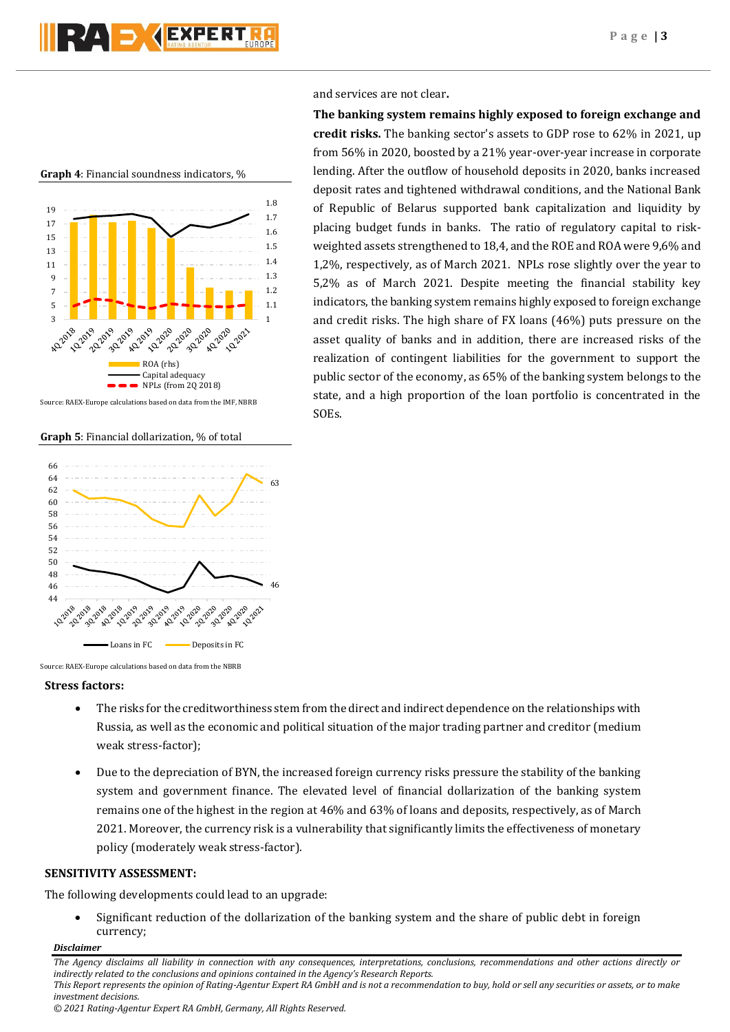**Graph 4**: Financial soundness indicators, %

Source: RAEX-Europe calculations based on data from the IMF, NBRB

**Graph 5**: Financial dollarization, % of total

Source: RAEX-Europe calculations based on data from the NBRB

and services are not clear.

**The banking system remains highly exposed to foreign exchange and credit risks.** The banking sector's assets to GDP rose to 62% in 2021, up from 56% in 2020, boosted by a 21% year-over-year increase in corporate lending. After the outflow of household deposits in 2020, banks increased deposit rates and tightened withdrawal conditions, and the National Bank of Republic of Belarus supported bank capitalization and liquidity by placing budget funds in banks. The ratio of regulatory capital to risk-weighted assets strengthened to 18,4, and the ROE and ROA were 9,6% and 1,2%, respectively, as of March 2021. NPLs rose slightly over the year to 5,2% as of March 2021. Despite meeting the financial stability key indicators, the banking system remains highly exposed to foreign exchange and credit risks. The high share of FX loans (46%) puts pressure on the asset quality of banks and in addition, there are increased risks of the realization of contingent liabilities for the government to support the public sector of the economy, as 65% of the banking system belongs to the state, and a high proportion of the loan portfolio is concentrated in the SOEs.

**Stress factors:**

- The risks for the creditworthiness stem from the direct and indirect dependence on the relationships with Russia, as well as the economic and political situation of the major trading partner and creditor (medium weak stress-factor);
- Due to the depreciation of BYN, the increased foreign currency risks pressure the stability of the banking system and government finance. The elevated level of financial dollarization of the banking system remains one of the highest in the region at 46% and 63% of loans and deposits, respectively, as of March 2021. Moreover, the currency risk is a vulnerability that significantly limits the effectiveness of monetary policy (moderately weak stress-factor).

**SENSITIVITY ASSESSMENT:**

The following developments could lead to an upgrade:

- Significant reduction of the dollarization of the banking system and the share of public debt in foreign currency;

***Disclaimer***

*The Agency disclaims all liability in connection with any consequences, interpretations, conclusions, recommendations and other actions directly or indirectly related to the conclusions and opinions contained in the Agency's Research Reports.*
*This Report represents the opinion of Rating-Agentur Expert RA GmbH and is not a recommendation to buy, hold or sell any securities or assets, or to make investment decisions.*
*© 2021 Rating-Agentur Expert RA GmbH, Germany, All Rights Reserved.*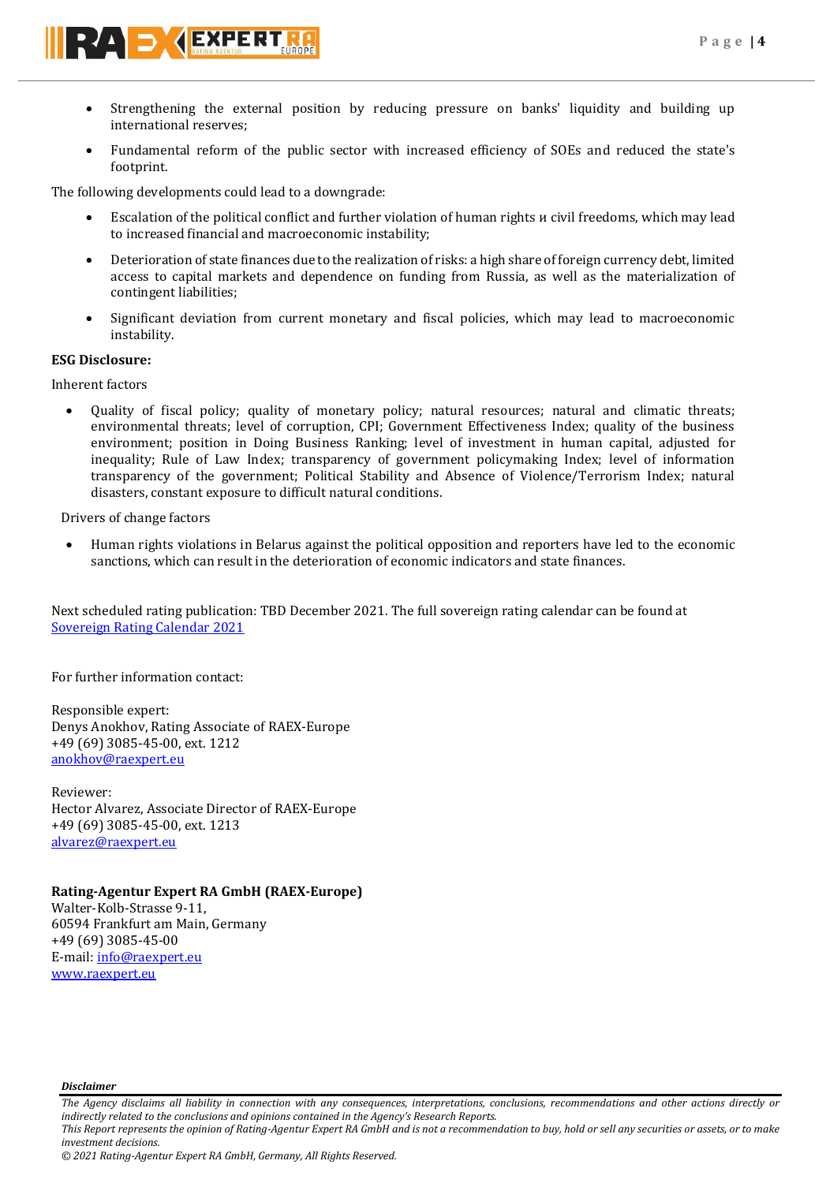- Strengthening the external position by reducing pressure on banks' liquidity and building up international reserves;
- Fundamental reform of the public sector with increased efficiency of SOEs and reduced the state's footprint.

The following developments could lead to a downgrade:

- Escalation of the political conflict and further violation of human rights и civil freedoms, which may lead to increased financial and macroeconomic instability;
- Deterioration of state finances due to the realization of risks: a high share of foreign currency debt, limited access to capital markets and dependence on funding from Russia, as well as the materialization of contingent liabilities;
- Significant deviation from current monetary and fiscal policies, which may lead to macroeconomic instability.

**ESG Disclosure:**

Inherent factors

- Quality of fiscal policy; quality of monetary policy; natural resources; natural and climatic threats; environmental threats; level of corruption, CPI; Government Effectiveness Index; quality of the business environment; position in Doing Business Ranking; level of investment in human capital, adjusted for inequality; Rule of Law Index; transparency of government policymaking Index; level of information transparency of the government; Political Stability and Absence of Violence/Terrorism Index; natural disasters, constant exposure to difficult natural conditions.

Drivers of change factors

- Human rights violations in Belarus against the political opposition and reporters have led to the economic sanctions, which can result in the deterioration of economic indicators and state finances.

Next scheduled rating publication: TBD December 2021. The full sovereign rating calendar can be found at [Sovereign Rating Calendar 2021]

For further information contact:

Responsible expert:
Denys Anokhov, Rating Associate of RAEX-Europe
+49 (69) 3085-45-00, ext. 1212
anokhov@raexpert.eu

Reviewer:
Hector Alvarez, Associate Director of RAEX-Europe
+49 (69) 3085-45-00, ext. 1213
alvarez@raexpert.eu

**Rating-Agentur Expert RA GmbH (RAEX-Europe)**
Walter-Kolb-Strasse 9-11,
60594 Frankfurt am Main, Germany
+49 (69) 3085-45-00
E-mail: info@raexpert.eu
www.raexpert.eu

***Disclaimer***

*The Agency disclaims all liability in connection with any consequences, interpretations, conclusions, recommendations and other actions directly or indirectly related to the conclusions and opinions contained in the Agency's Research Reports.*
*This Report represents the opinion of Rating-Agentur Expert RA GmbH and is not a recommendation to buy, hold or sell any securities or assets, or to make investment decisions.*
*© 2021 Rating-Agentur Expert RA GmbH, Germany, All Rights Reserved.*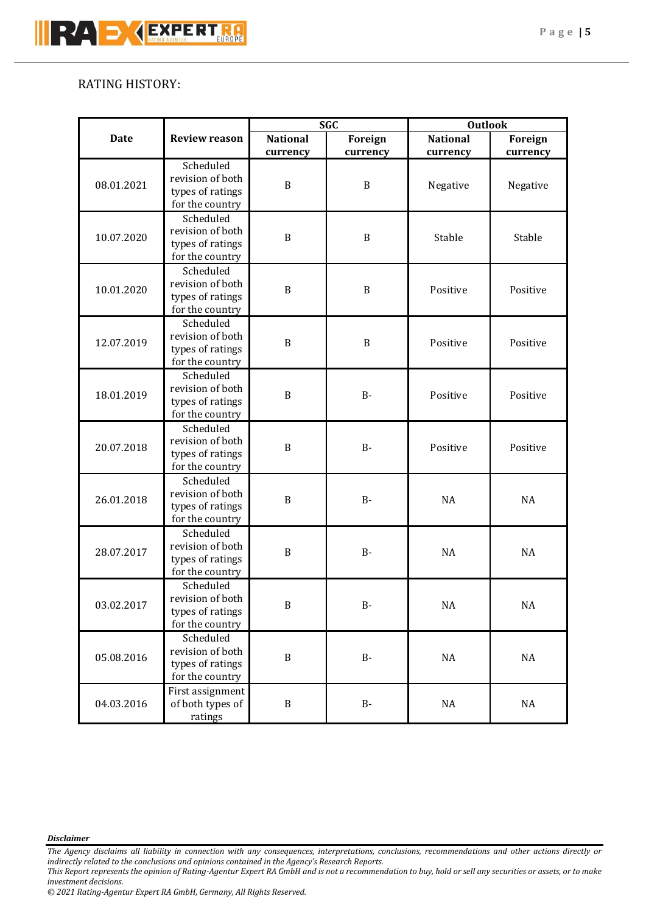RATING HISTORY:

| Date | Review reason | SGC | | Outlook | |
|---|---|---|---|---|---|
| | | National currency | Foreign currency | National currency | Foreign currency |
| 08.01.2021 | Scheduled revision of both types of ratings for the country | B | B | Negative | Negative |
| 10.07.2020 | Scheduled revision of both types of ratings for the country | B | B | Stable | Stable |
| 10.01.2020 | Scheduled revision of both types of ratings for the country | B | B | Positive | Positive |
| 12.07.2019 | Scheduled revision of both types of ratings for the country | B | B | Positive | Positive |
| 18.01.2019 | Scheduled revision of both types of ratings for the country | B | B- | Positive | Positive |
| 20.07.2018 | Scheduled revision of both types of ratings for the country | B | B- | Positive | Positive |
| 26.01.2018 | Scheduled revision of both types of ratings for the country | B | B- | NA | NA |
| 28.07.2017 | Scheduled revision of both types of ratings for the country | B | B- | NA | NA |
| 03.02.2017 | Scheduled revision of both types of ratings for the country | B | B- | NA | NA |
| 05.08.2016 | Scheduled revision of both types of ratings for the country | B | B- | NA | NA |
| 04.03.2016 | First assignment of both types of ratings | B | B- | NA | NA |

***Disclaimer***

*The Agency disclaims all liability in connection with any consequences, interpretations, conclusions, recommendations and other actions directly or indirectly related to the conclusions and opinions contained in the Agency's Research Reports.*

*This Report represents the opinion of Rating-Agentur Expert RA GmbH and is not a recommendation to buy, hold or sell any securities or assets, or to make investment decisions.*

*© 2021 Rating-Agentur Expert RA GmbH, Germany, All Rights Reserved.*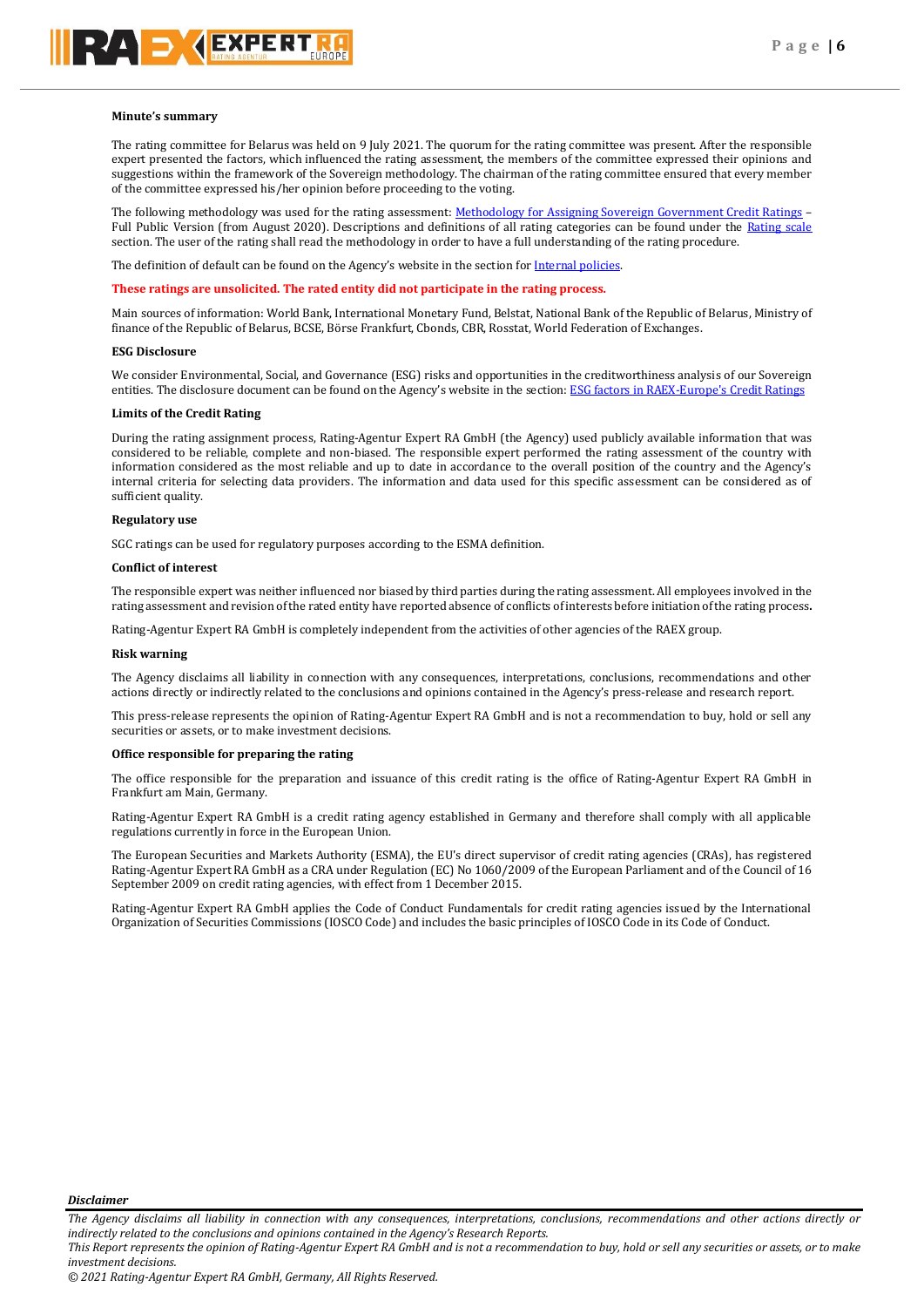**Minute's summary**

The rating committee for Belarus was held on 9 July 2021. The quorum for the rating committee was present. After the responsible expert presented the factors, which influenced the rating assessment, the members of the committee expressed their opinions and suggestions within the framework of the Sovereign methodology. The chairman of the rating committee ensured that every member of the committee expressed his/her opinion before proceeding to the voting.

The following methodology was used for the rating assessment: Methodology for Assigning Sovereign Government Credit Ratings – Full Public Version (from August 2020). Descriptions and definitions of all rating categories can be found under the Rating scale section. The user of the rating shall read the methodology in order to have a full understanding of the rating procedure.

The definition of default can be found on the Agency's website in the section for Internal policies.

**These ratings are unsolicited. The rated entity did not participate in the rating process.**

Main sources of information: World Bank, International Monetary Fund, Belstat, National Bank of the Republic of Belarus, Ministry of finance of the Republic of Belarus, BCSE, Börse Frankfurt, Cbonds, CBR, Rosstat, World Federation of Exchanges.

**ESG Disclosure**

We consider Environmental, Social, and Governance (ESG) risks and opportunities in the creditworthiness analysis of our Sovereign entities. The disclosure document can be found on the Agency's website in the section: ESG factors in RAEX-Europe's Credit Ratings

**Limits of the Credit Rating**

During the rating assignment process, Rating-Agentur Expert RA GmbH (the Agency) used publicly available information that was considered to be reliable, complete and non-biased. The responsible expert performed the rating assessment of the country with information considered as the most reliable and up to date in accordance to the overall position of the country and the Agency's internal criteria for selecting data providers. The information and data used for this specific assessment can be considered as of sufficient quality.

**Regulatory use**

SGC ratings can be used for regulatory purposes according to the ESMA definition.

**Conflict of interest**

The responsible expert was neither influenced nor biased by third parties during the rating assessment. All employees involved in the rating assessment and revision of the rated entity have reported absence of conflicts of interests before initiation of the rating process.

Rating-Agentur Expert RA GmbH is completely independent from the activities of other agencies of the RAEX group.

**Risk warning**

The Agency disclaims all liability in connection with any consequences, interpretations, conclusions, recommendations and other actions directly or indirectly related to the conclusions and opinions contained in the Agency's press-release and research report.

This press-release represents the opinion of Rating-Agentur Expert RA GmbH and is not a recommendation to buy, hold or sell any securities or assets, or to make investment decisions.

**Office responsible for preparing the rating**

The office responsible for the preparation and issuance of this credit rating is the office of Rating-Agentur Expert RA GmbH in Frankfurt am Main, Germany.

Rating-Agentur Expert RA GmbH is a credit rating agency established in Germany and therefore shall comply with all applicable regulations currently in force in the European Union.

The European Securities and Markets Authority (ESMA), the EU's direct supervisor of credit rating agencies (CRAs), has registered Rating-Agentur Expert RA GmbH as a CRA under Regulation (EC) No 1060/2009 of the European Parliament and of the Council of 16 September 2009 on credit rating agencies, with effect from 1 December 2015.

Rating-Agentur Expert RA GmbH applies the Code of Conduct Fundamentals for credit rating agencies issued by the International Organization of Securities Commissions (IOSCO Code) and includes the basic principles of IOSCO Code in its Code of Conduct.

***Disclaimer***

*The Agency disclaims all liability in connection with any consequences, interpretations, conclusions, recommendations and other actions directly or indirectly related to the conclusions and opinions contained in the Agency's Research Reports.*

*This Report represents the opinion of Rating-Agentur Expert RA GmbH and is not a recommendation to buy, hold or sell any securities or assets, or to make investment decisions.*

*© 2021 Rating-Agentur Expert RA GmbH, Germany, All Rights Reserved.*